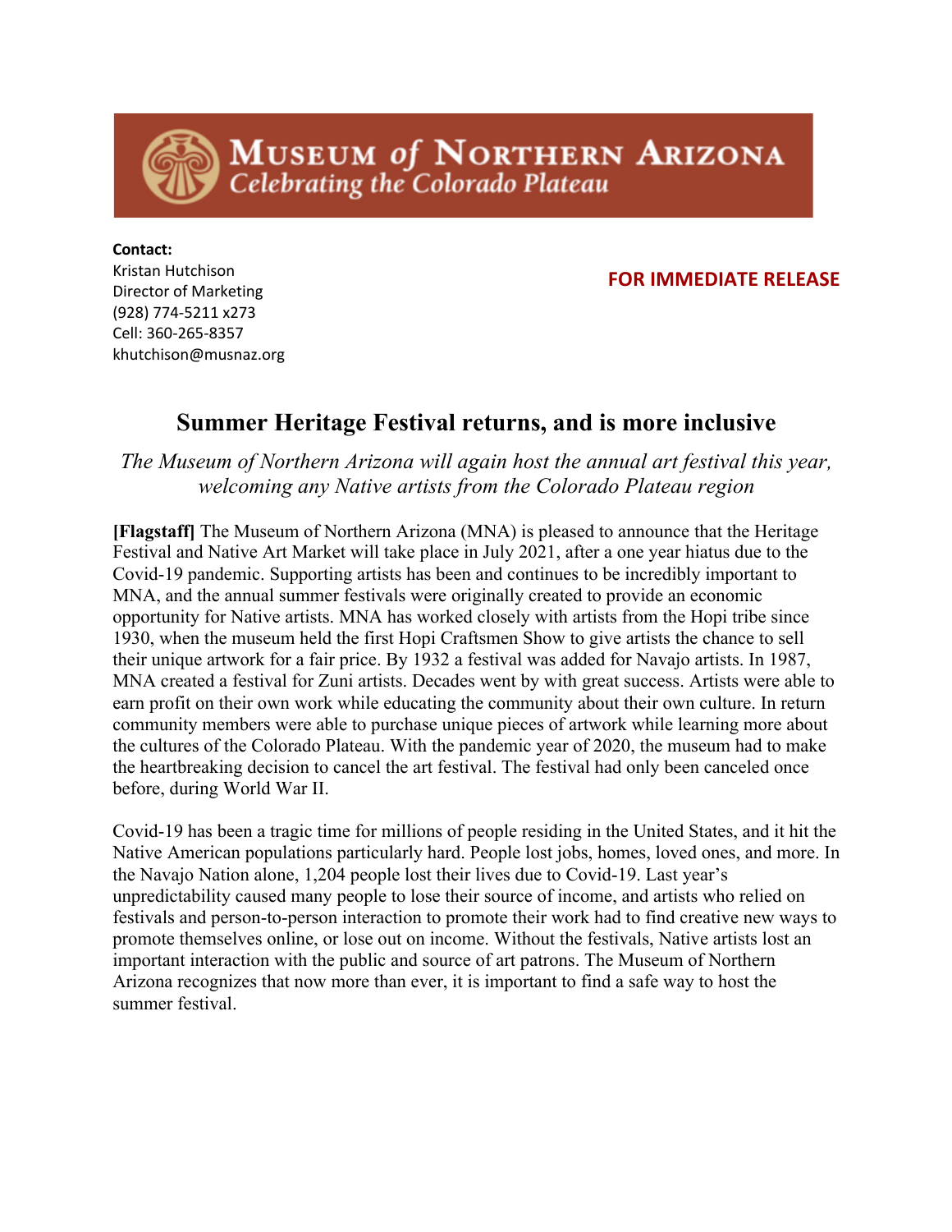**Museum of Northern Arizona**
*Celebrating the Colorado Plateau*

**Contact:**
Kristan Hutchison
Director of Marketing
(928) 774-5211 x273
Cell: 360-265-8357
khutchison@musnaz.org

**FOR IMMEDIATE RELEASE**

# Summer Heritage Festival returns, and is more inclusive

*The Museum of Northern Arizona will again host the annual art festival this year, welcoming any Native artists from the Colorado Plateau region*

**[Flagstaff]** The Museum of Northern Arizona (MNA) is pleased to announce that the Heritage Festival and Native Art Market will take place in July 2021, after a one year hiatus due to the Covid-19 pandemic. Supporting artists has been and continues to be incredibly important to MNA, and the annual summer festivals were originally created to provide an economic opportunity for Native artists. MNA has worked closely with artists from the Hopi tribe since 1930, when the museum held the first Hopi Craftsmen Show to give artists the chance to sell their unique artwork for a fair price. By 1932 a festival was added for Navajo artists. In 1987, MNA created a festival for Zuni artists. Decades went by with great success. Artists were able to earn profit on their own work while educating the community about their own culture. In return community members were able to purchase unique pieces of artwork while learning more about the cultures of the Colorado Plateau. With the pandemic year of 2020, the museum had to make the heartbreaking decision to cancel the art festival. The festival had only been canceled once before, during World War II.

Covid-19 has been a tragic time for millions of people residing in the United States, and it hit the Native American populations particularly hard. People lost jobs, homes, loved ones, and more. In the Navajo Nation alone, 1,204 people lost their lives due to Covid-19. Last year's unpredictability caused many people to lose their source of income, and artists who relied on festivals and person-to-person interaction to promote their work had to find creative new ways to promote themselves online, or lose out on income. Without the festivals, Native artists lost an important interaction with the public and source of art patrons. The Museum of Northern Arizona recognizes that now more than ever, it is important to find a safe way to host the summer festival.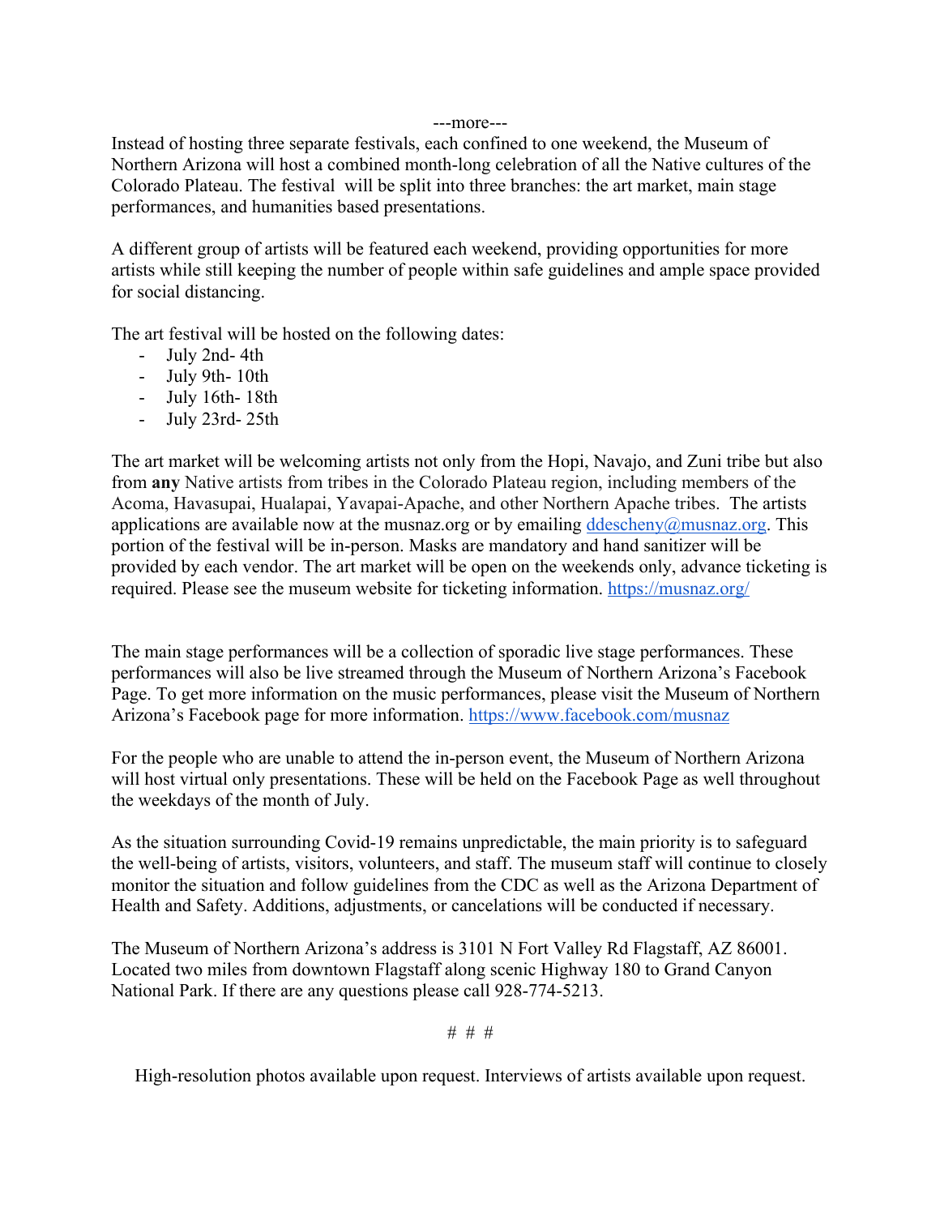---more---

Instead of hosting three separate festivals, each confined to one weekend, the Museum of Northern Arizona will host a combined month-long celebration of all the Native cultures of the Colorado Plateau. The festival will be split into three branches: the art market, main stage performances, and humanities based presentations.

A different group of artists will be featured each weekend, providing opportunities for more artists while still keeping the number of people within safe guidelines and ample space provided for social distancing.

The art festival will be hosted on the following dates:

- July 2nd- 4th
- July 9th- 10th
- July 16th- 18th
- July 23rd- 25th

The art market will be welcoming artists not only from the Hopi, Navajo, and Zuni tribe but also from **any** Native artists from tribes in the Colorado Plateau region, including members of the Acoma, Havasupai, Hualapai, Yavapai-Apache, and other Northern Apache tribes. The artists applications are available now at the musnaz.org or by emailing ddescheny@musnaz.org. This portion of the festival will be in-person. Masks are mandatory and hand sanitizer will be provided by each vendor. The art market will be open on the weekends only, advance ticketing is required. Please see the museum website for ticketing information. https://musnaz.org/

The main stage performances will be a collection of sporadic live stage performances. These performances will also be live streamed through the Museum of Northern Arizona's Facebook Page. To get more information on the music performances, please visit the Museum of Northern Arizona's Facebook page for more information. https://www.facebook.com/musnaz

For the people who are unable to attend the in-person event, the Museum of Northern Arizona will host virtual only presentations. These will be held on the Facebook Page as well throughout the weekdays of the month of July.

As the situation surrounding Covid-19 remains unpredictable, the main priority is to safeguard the well-being of artists, visitors, volunteers, and staff. The museum staff will continue to closely monitor the situation and follow guidelines from the CDC as well as the Arizona Department of Health and Safety. Additions, adjustments, or cancelations will be conducted if necessary.

The Museum of Northern Arizona's address is 3101 N Fort Valley Rd Flagstaff, AZ 86001. Located two miles from downtown Flagstaff along scenic Highway 180 to Grand Canyon National Park. If there are any questions please call 928-774-5213.

# # #

High-resolution photos available upon request. Interviews of artists available upon request.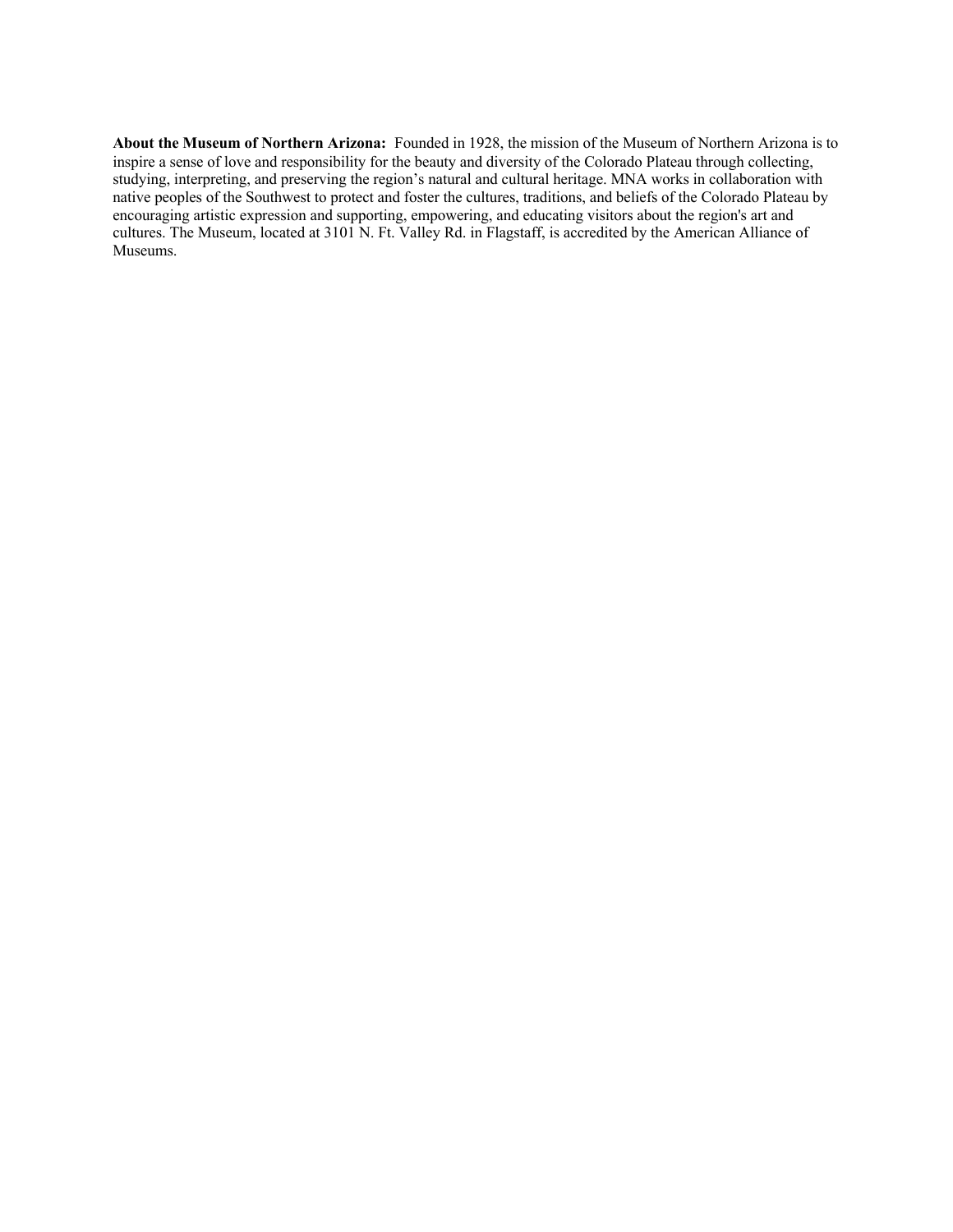**About the Museum of Northern Arizona:** Founded in 1928, the mission of the Museum of Northern Arizona is to inspire a sense of love and responsibility for the beauty and diversity of the Colorado Plateau through collecting, studying, interpreting, and preserving the region's natural and cultural heritage. MNA works in collaboration with native peoples of the Southwest to protect and foster the cultures, traditions, and beliefs of the Colorado Plateau by encouraging artistic expression and supporting, empowering, and educating visitors about the region's art and cultures. The Museum, located at 3101 N. Ft. Valley Rd. in Flagstaff, is accredited by the American Alliance of Museums.